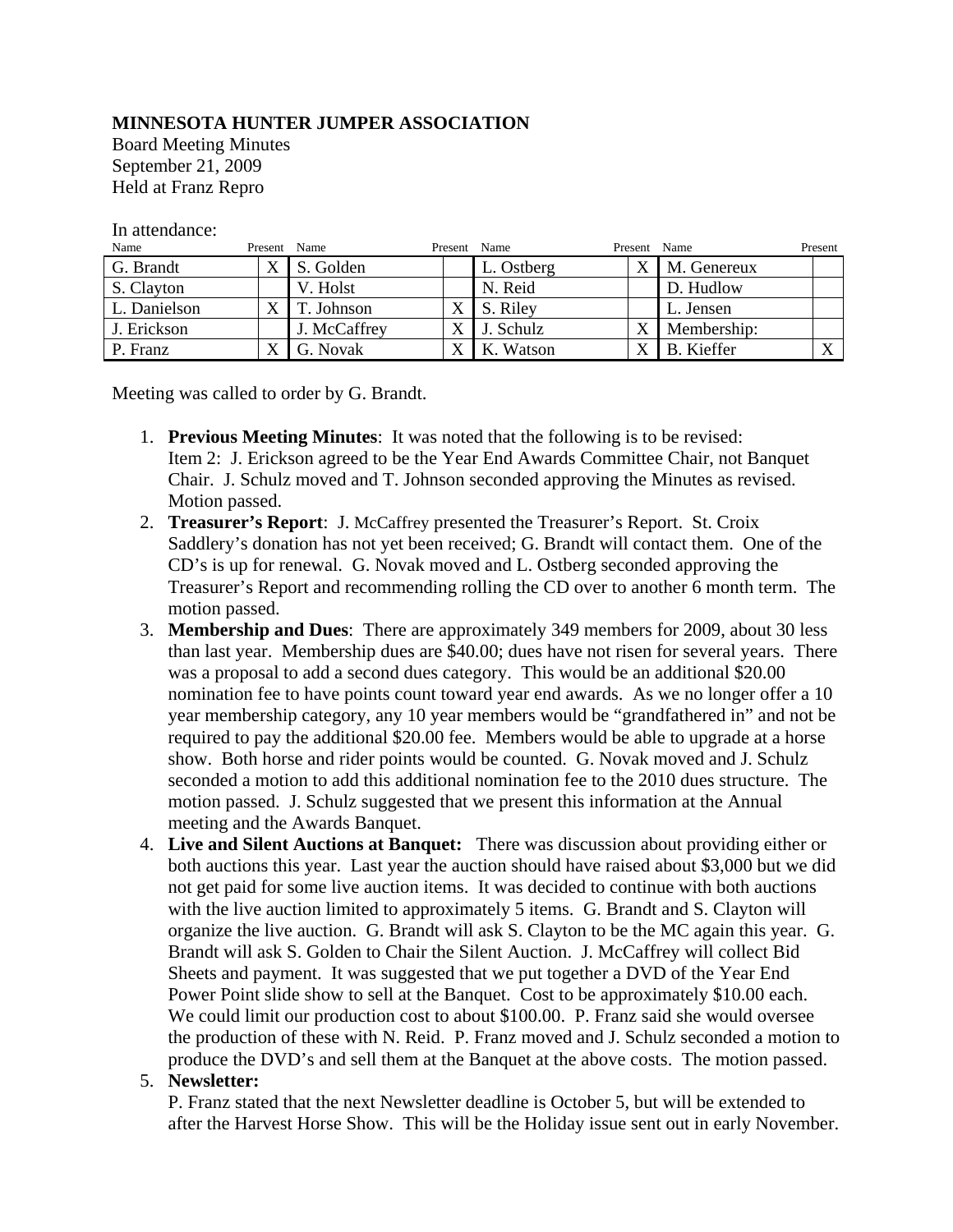**MINNESOTA HUNTER JUMPER ASSOCIATION**
Board Meeting Minutes
September 21, 2009
Held at Franz Repro

In attendance:

| Name | Present | Name | Present | Name | Present | Name | Present |
|---|---|---|---|---|---|---|---|
| G. Brandt | X | S. Golden | | L. Ostberg | X | M. Genereux | |
| S. Clayton | | V. Holst | | N. Reid | | D. Hudlow | |
| L. Danielson | X | T. Johnson | X | S. Riley | | L. Jensen | |
| J. Erickson | | J. McCaffrey | X | J. Schulz | X | Membership: | |
| P. Franz | X | G. Novak | X | K. Watson | X | B. Kieffer | X |

Meeting was called to order by G. Brandt.

1. **Previous Meeting Minutes**: It was noted that the following is to be revised: Item 2: J. Erickson agreed to be the Year End Awards Committee Chair, not Banquet Chair. J. Schulz moved and T. Johnson seconded approving the Minutes as revised. Motion passed.
2. **Treasurer's Report**: J. McCaffrey presented the Treasurer's Report. St. Croix Saddlery's donation has not yet been received; G. Brandt will contact them. One of the CD's is up for renewal. G. Novak moved and L. Ostberg seconded approving the Treasurer's Report and recommending rolling the CD over to another 6 month term. The motion passed.
3. **Membership and Dues**: There are approximately 349 members for 2009, about 30 less than last year. Membership dues are $40.00; dues have not risen for several years. There was a proposal to add a second dues category. This would be an additional $20.00 nomination fee to have points count toward year end awards. As we no longer offer a 10 year membership category, any 10 year members would be "grandfathered in" and not be required to pay the additional $20.00 fee. Members would be able to upgrade at a horse show. Both horse and rider points would be counted. G. Novak moved and J. Schulz seconded a motion to add this additional nomination fee to the 2010 dues structure. The motion passed. J. Schulz suggested that we present this information at the Annual meeting and the Awards Banquet.
4. **Live and Silent Auctions at Banquet:** There was discussion about providing either or both auctions this year. Last year the auction should have raised about $3,000 but we did not get paid for some live auction items. It was decided to continue with both auctions with the live auction limited to approximately 5 items. G. Brandt and S. Clayton will organize the live auction. G. Brandt will ask S. Clayton to be the MC again this year. G. Brandt will ask S. Golden to Chair the Silent Auction. J. McCaffrey will collect Bid Sheets and payment. It was suggested that we put together a DVD of the Year End Power Point slide show to sell at the Banquet. Cost to be approximately $10.00 each. We could limit our production cost to about $100.00. P. Franz said she would oversee the production of these with N. Reid. P. Franz moved and J. Schulz seconded a motion to produce the DVD's and sell them at the Banquet at the above costs. The motion passed.
5. **Newsletter:**
   P. Franz stated that the next Newsletter deadline is October 5, but will be extended to after the Harvest Horse Show. This will be the Holiday issue sent out in early November.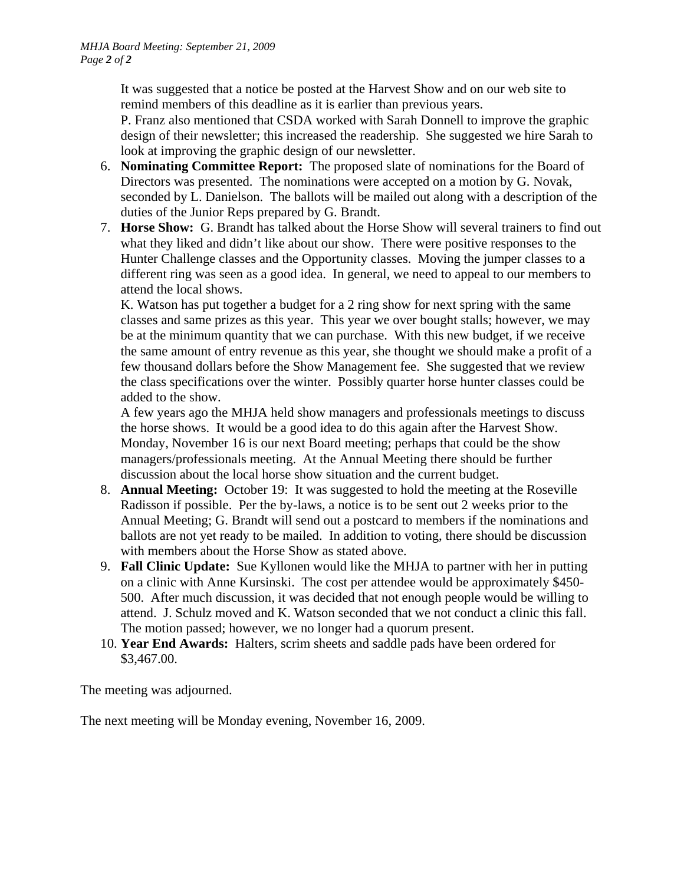It was suggested that a notice be posted at the Harvest Show and on our web site to remind members of this deadline as it is earlier than previous years.

P. Franz also mentioned that CSDA worked with Sarah Donnell to improve the graphic design of their newsletter; this increased the readership. She suggested we hire Sarah to look at improving the graphic design of our newsletter.

6. **Nominating Committee Report:** The proposed slate of nominations for the Board of Directors was presented. The nominations were accepted on a motion by G. Novak, seconded by L. Danielson. The ballots will be mailed out along with a description of the duties of the Junior Reps prepared by G. Brandt.
7. **Horse Show:** G. Brandt has talked about the Horse Show will several trainers to find out what they liked and didn't like about our show. There were positive responses to the Hunter Challenge classes and the Opportunity classes. Moving the jumper classes to a different ring was seen as a good idea. In general, we need to appeal to our members to attend the local shows.

   K. Watson has put together a budget for a 2 ring show for next spring with the same classes and same prizes as this year. This year we over bought stalls; however, we may be at the minimum quantity that we can purchase. With this new budget, if we receive the same amount of entry revenue as this year, she thought we should make a profit of a few thousand dollars before the Show Management fee. She suggested that we review the class specifications over the winter. Possibly quarter horse hunter classes could be added to the show.

   A few years ago the MHJA held show managers and professionals meetings to discuss the horse shows. It would be a good idea to do this again after the Harvest Show. Monday, November 16 is our next Board meeting; perhaps that could be the show managers/professionals meeting. At the Annual Meeting there should be further discussion about the local horse show situation and the current budget.
8. **Annual Meeting:** October 19: It was suggested to hold the meeting at the Roseville Radisson if possible. Per the by-laws, a notice is to be sent out 2 weeks prior to the Annual Meeting; G. Brandt will send out a postcard to members if the nominations and ballots are not yet ready to be mailed. In addition to voting, there should be discussion with members about the Horse Show as stated above.
9. **Fall Clinic Update:** Sue Kyllonen would like the MHJA to partner with her in putting on a clinic with Anne Kursinski. The cost per attendee would be approximately $450-500. After much discussion, it was decided that not enough people would be willing to attend. J. Schulz moved and K. Watson seconded that we not conduct a clinic this fall. The motion passed; however, we no longer had a quorum present.
10. **Year End Awards:** Halters, scrim sheets and saddle pads have been ordered for $3,467.00.

The meeting was adjourned.

The next meeting will be Monday evening, November 16, 2009.